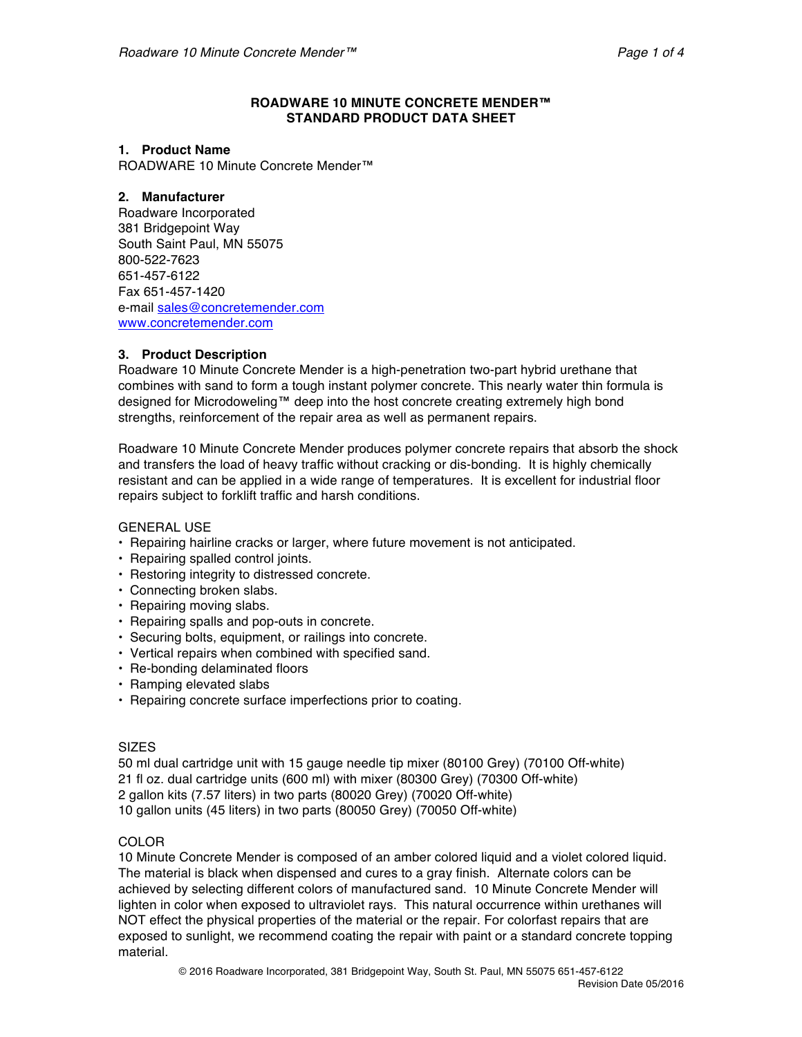# ROADWARE 10 MINUTE CONCRETE MENDER™
# STANDARD PRODUCT DATA SHEET

## 1. Product Name

ROADWARE 10 Minute Concrete Mender™

## 2. Manufacturer

Roadware Incorporated
381 Bridgepoint Way
South Saint Paul, MN 55075
800-522-7623
651-457-6122
Fax 651-457-1420
e-mail sales@concretemender.com
www.concretemender.com

## 3. Product Description

Roadware 10 Minute Concrete Mender is a high-penetration two-part hybrid urethane that combines with sand to form a tough instant polymer concrete. This nearly water thin formula is designed for Microdoweling™ deep into the host concrete creating extremely high bond strengths, reinforcement of the repair area as well as permanent repairs.

Roadware 10 Minute Concrete Mender produces polymer concrete repairs that absorb the shock and transfers the load of heavy traffic without cracking or dis-bonding. It is highly chemically resistant and can be applied in a wide range of temperatures. It is excellent for industrial floor repairs subject to forklift traffic and harsh conditions.

GENERAL USE

- Repairing hairline cracks or larger, where future movement is not anticipated.
- Repairing spalled control joints.
- Restoring integrity to distressed concrete.
- Connecting broken slabs.
- Repairing moving slabs.
- Repairing spalls and pop-outs in concrete.
- Securing bolts, equipment, or railings into concrete.
- Vertical repairs when combined with specified sand.
- Re-bonding delaminated floors
- Ramping elevated slabs
- Repairing concrete surface imperfections prior to coating.

SIZES

50 ml dual cartridge unit with 15 gauge needle tip mixer (80100 Grey) (70100 Off-white)
21 fl oz. dual cartridge units (600 ml) with mixer (80300 Grey) (70300 Off-white)
2 gallon kits (7.57 liters) in two parts (80020 Grey) (70020 Off-white)
10 gallon units (45 liters) in two parts (80050 Grey) (70050 Off-white)

COLOR

10 Minute Concrete Mender is composed of an amber colored liquid and a violet colored liquid. The material is black when dispensed and cures to a gray finish. Alternate colors can be achieved by selecting different colors of manufactured sand. 10 Minute Concrete Mender will lighten in color when exposed to ultraviolet rays. This natural occurrence within urethanes will NOT effect the physical properties of the material or the repair. For colorfast repairs that are exposed to sunlight, we recommend coating the repair with paint or a standard concrete topping material.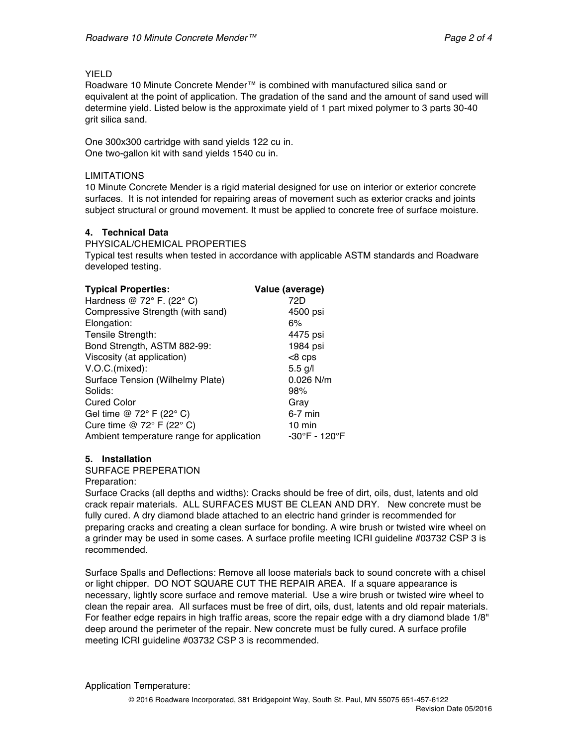YIELD

Roadware 10 Minute Concrete Mender™ is combined with manufactured silica sand or equivalent at the point of application. The gradation of the sand and the amount of sand used will determine yield. Listed below is the approximate yield of 1 part mixed polymer to 3 parts 30-40 grit silica sand.

One 300x300 cartridge with sand yields 122 cu in.
One two-gallon kit with sand yields 1540 cu in.

LIMITATIONS

10 Minute Concrete Mender is a rigid material designed for use on interior or exterior concrete surfaces. It is not intended for repairing areas of movement such as exterior cracks and joints subject structural or ground movement. It must be applied to concrete free of surface moisture.

## 4. Technical Data

PHYSICAL/CHEMICAL PROPERTIES

Typical test results when tested in accordance with applicable ASTM standards and Roadware developed testing.

| Typical Properties: | Value (average) |
|---|---|
| Hardness @ 72° F. (22° C) | 72D |
| Compressive Strength (with sand) | 4500 psi |
| Elongation: | 6% |
| Tensile Strength: | 4475 psi |
| Bond Strength, ASTM 882-99: | 1984 psi |
| Viscosity (at application) | <8 cps |
| V.O.C.(mixed): | 5.5 g/l |
| Surface Tension (Wilhelmy Plate) | 0.026 N/m |
| Solids: | 98% |
| Cured Color | Gray |
| Gel time @ 72° F (22° C) | 6-7 min |
| Cure time @ 72° F (22° C) | 10 min |
| Ambient temperature range for application | -30°F - 120°F |

## 5. Installation

SURFACE PREPERATION

Preparation:

Surface Cracks (all depths and widths): Cracks should be free of dirt, oils, dust, latents and old crack repair materials. ALL SURFACES MUST BE CLEAN AND DRY. New concrete must be fully cured. A dry diamond blade attached to an electric hand grinder is recommended for preparing cracks and creating a clean surface for bonding. A wire brush or twisted wire wheel on a grinder may be used in some cases. A surface profile meeting ICRI guideline #03732 CSP 3 is recommended.

Surface Spalls and Deflections: Remove all loose materials back to sound concrete with a chisel or light chipper. DO NOT SQUARE CUT THE REPAIR AREA. If a square appearance is necessary, lightly score surface and remove material. Use a wire brush or twisted wire wheel to clean the repair area. All surfaces must be free of dirt, oils, dust, latents and old repair materials. For feather edge repairs in high traffic areas, score the repair edge with a dry diamond blade 1/8" deep around the perimeter of the repair. New concrete must be fully cured. A surface profile meeting ICRI guideline #03732 CSP 3 is recommended.

Application Temperature: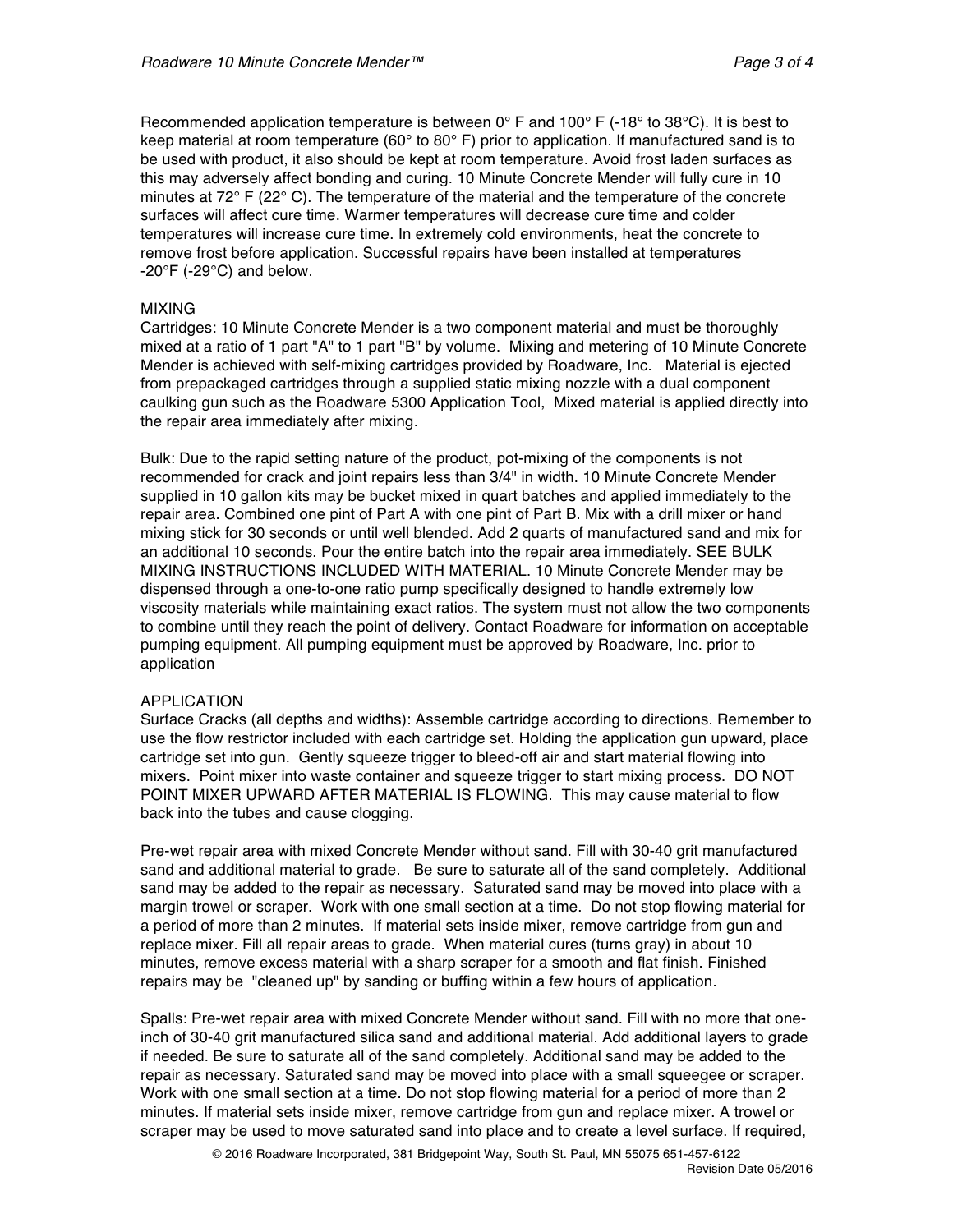Recommended application temperature is between 0° F and 100° F (-18° to 38°C). It is best to keep material at room temperature (60° to 80° F) prior to application. If manufactured sand is to be used with product, it also should be kept at room temperature. Avoid frost laden surfaces as this may adversely affect bonding and curing. 10 Minute Concrete Mender will fully cure in 10 minutes at 72° F (22° C). The temperature of the material and the temperature of the concrete surfaces will affect cure time. Warmer temperatures will decrease cure time and colder temperatures will increase cure time. In extremely cold environments, heat the concrete to remove frost before application. Successful repairs have been installed at temperatures -20°F (-29°C) and below.

## MIXING

Cartridges: 10 Minute Concrete Mender is a two component material and must be thoroughly mixed at a ratio of 1 part "A" to 1 part "B" by volume. Mixing and metering of 10 Minute Concrete Mender is achieved with self-mixing cartridges provided by Roadware, Inc. Material is ejected from prepackaged cartridges through a supplied static mixing nozzle with a dual component caulking gun such as the Roadware 5300 Application Tool, Mixed material is applied directly into the repair area immediately after mixing.

Bulk: Due to the rapid setting nature of the product, pot-mixing of the components is not recommended for crack and joint repairs less than 3/4" in width. 10 Minute Concrete Mender supplied in 10 gallon kits may be bucket mixed in quart batches and applied immediately to the repair area. Combined one pint of Part A with one pint of Part B. Mix with a drill mixer or hand mixing stick for 30 seconds or until well blended. Add 2 quarts of manufactured sand and mix for an additional 10 seconds. Pour the entire batch into the repair area immediately. SEE BULK MIXING INSTRUCTIONS INCLUDED WITH MATERIAL. 10 Minute Concrete Mender may be dispensed through a one-to-one ratio pump specifically designed to handle extremely low viscosity materials while maintaining exact ratios. The system must not allow the two components to combine until they reach the point of delivery. Contact Roadware for information on acceptable pumping equipment. All pumping equipment must be approved by Roadware, Inc. prior to application

## APPLICATION

Surface Cracks (all depths and widths): Assemble cartridge according to directions. Remember to use the flow restrictor included with each cartridge set. Holding the application gun upward, place cartridge set into gun. Gently squeeze trigger to bleed-off air and start material flowing into mixers. Point mixer into waste container and squeeze trigger to start mixing process. DO NOT POINT MIXER UPWARD AFTER MATERIAL IS FLOWING. This may cause material to flow back into the tubes and cause clogging.

Pre-wet repair area with mixed Concrete Mender without sand. Fill with 30-40 grit manufactured sand and additional material to grade. Be sure to saturate all of the sand completely. Additional sand may be added to the repair as necessary. Saturated sand may be moved into place with a margin trowel or scraper. Work with one small section at a time. Do not stop flowing material for a period of more than 2 minutes. If material sets inside mixer, remove cartridge from gun and replace mixer. Fill all repair areas to grade. When material cures (turns gray) in about 10 minutes, remove excess material with a sharp scraper for a smooth and flat finish. Finished repairs may be "cleaned up" by sanding or buffing within a few hours of application.

Spalls: Pre-wet repair area with mixed Concrete Mender without sand. Fill with no more that one-inch of 30-40 grit manufactured silica sand and additional material. Add additional layers to grade if needed. Be sure to saturate all of the sand completely. Additional sand may be added to the repair as necessary. Saturated sand may be moved into place with a small squeegee or scraper. Work with one small section at a time. Do not stop flowing material for a period of more than 2 minutes. If material sets inside mixer, remove cartridge from gun and replace mixer. A trowel or scraper may be used to move saturated sand into place and to create a level surface. If required,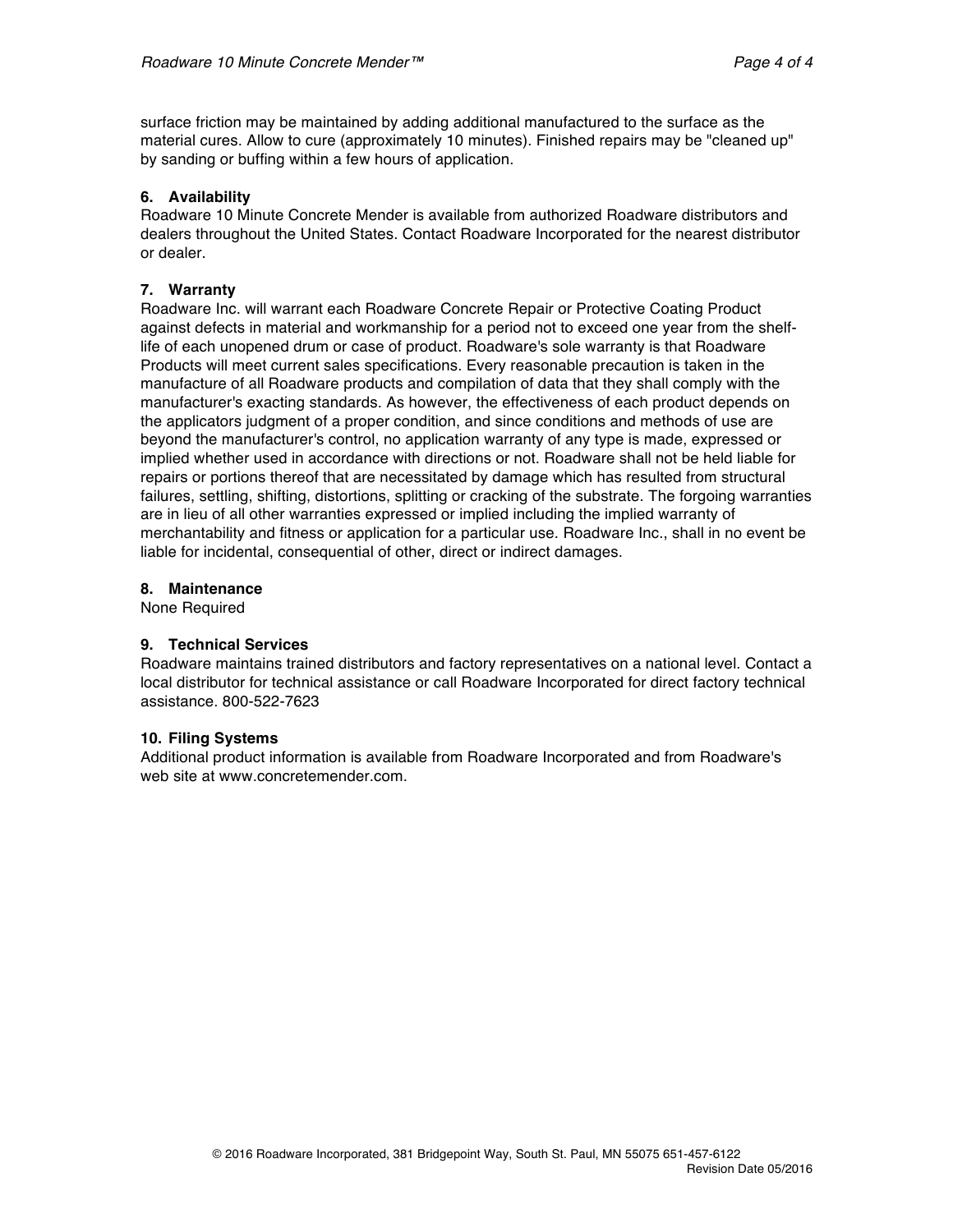surface friction may be maintained by adding additional manufactured to the surface as the material cures. Allow to cure (approximately 10 minutes). Finished repairs may be "cleaned up" by sanding or buffing within a few hours of application.

### 6. Availability

Roadware 10 Minute Concrete Mender is available from authorized Roadware distributors and dealers throughout the United States. Contact Roadware Incorporated for the nearest distributor or dealer.

### 7. Warranty

Roadware Inc. will warrant each Roadware Concrete Repair or Protective Coating Product against defects in material and workmanship for a period not to exceed one year from the shelf-life of each unopened drum or case of product. Roadware's sole warranty is that Roadware Products will meet current sales specifications. Every reasonable precaution is taken in the manufacture of all Roadware products and compilation of data that they shall comply with the manufacturer's exacting standards. As however, the effectiveness of each product depends on the applicators judgment of a proper condition, and since conditions and methods of use are beyond the manufacturer's control, no application warranty of any type is made, expressed or implied whether used in accordance with directions or not. Roadware shall not be held liable for repairs or portions thereof that are necessitated by damage which has resulted from structural failures, settling, shifting, distortions, splitting or cracking of the substrate. The forgoing warranties are in lieu of all other warranties expressed or implied including the implied warranty of merchantability and fitness or application for a particular use. Roadware Inc., shall in no event be liable for incidental, consequential of other, direct or indirect damages.

### 8. Maintenance

None Required

### 9. Technical Services

Roadware maintains trained distributors and factory representatives on a national level. Contact a local distributor for technical assistance or call Roadware Incorporated for direct factory technical assistance. 800-522-7623

### 10. Filing Systems

Additional product information is available from Roadware Incorporated and from Roadware's web site at www.concretemender.com.

© 2016 Roadware Incorporated, 381 Bridgepoint Way, South St. Paul, MN 55075 651-457-6122
Revision Date 05/2016